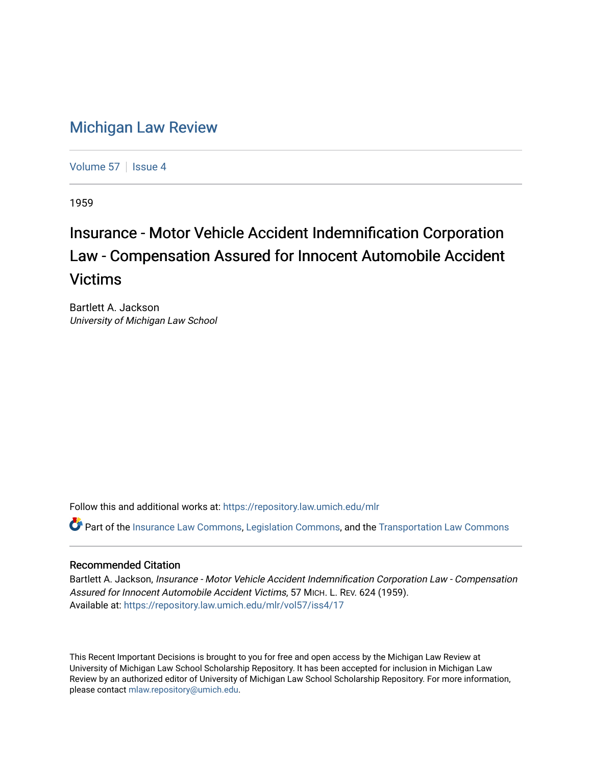# Michigan Law Review

Volume 57 | Issue 4

1959

## Insurance - Motor Vehicle Accident Indemnification Corporation Law - Compensation Assured for Innocent Automobile Accident Victims

Bartlett A. Jackson
*University of Michigan Law School*

Follow this and additional works at: https://repository.law.umich.edu/mlr

Part of the Insurance Law Commons, Legislation Commons, and the Transportation Law Commons

### Recommended Citation

Bartlett A. Jackson, *Insurance - Motor Vehicle Accident Indemnification Corporation Law - Compensation Assured for Innocent Automobile Accident Victims*, 57 MICH. L. REV. 624 (1959).
Available at: https://repository.law.umich.edu/mlr/vol57/iss4/17

This Recent Important Decisions is brought to you for free and open access by the Michigan Law Review at University of Michigan Law School Scholarship Repository. It has been accepted for inclusion in Michigan Law Review by an authorized editor of University of Michigan Law School Scholarship Repository. For more information, please contact mlaw.repository@umich.edu.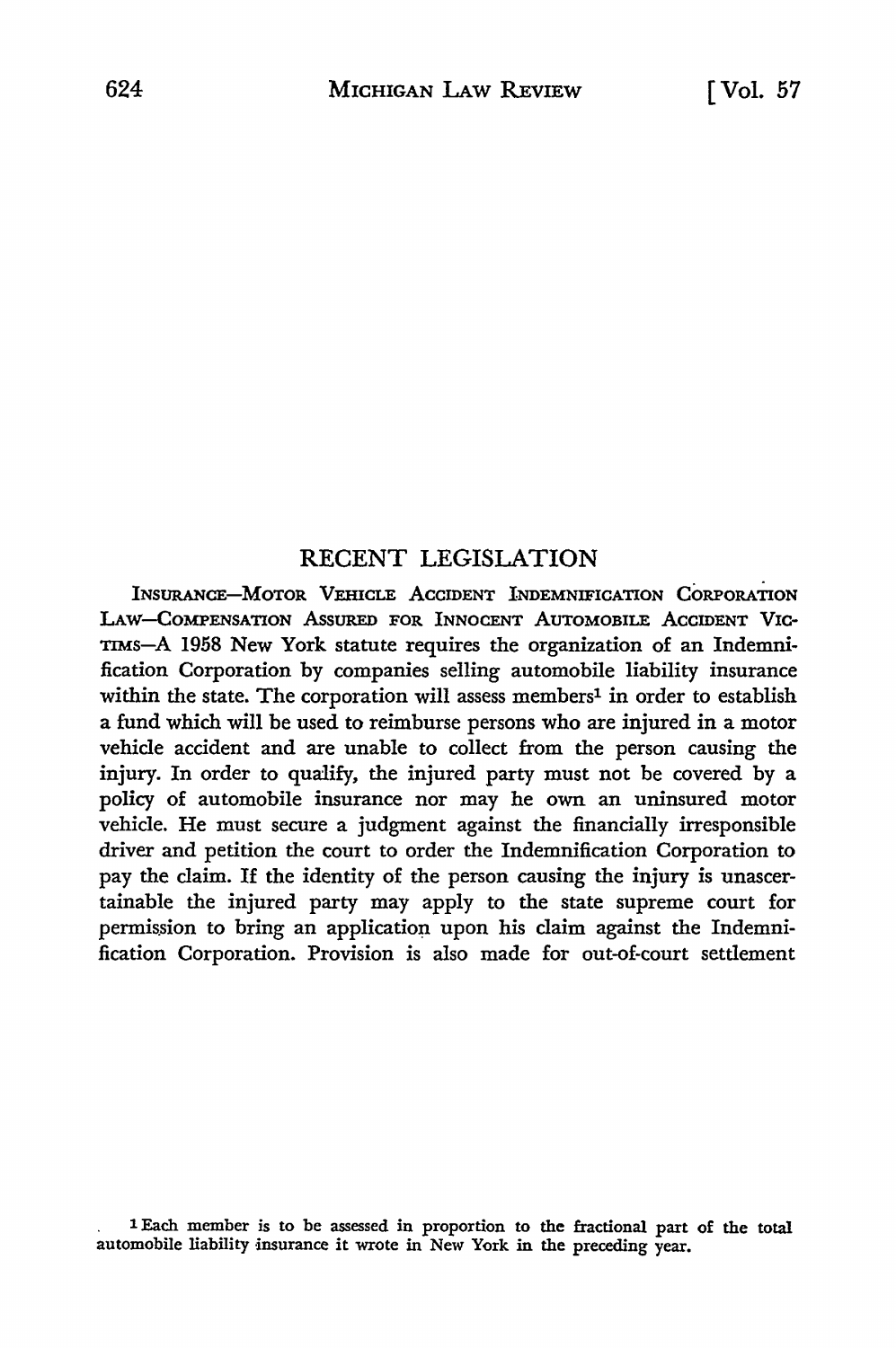# RECENT LEGISLATION

INSURANCE—MOTOR VEHICLE ACCIDENT INDEMNIFICATION CORPORATION LAW—COMPENSATION ASSURED FOR INNOCENT AUTOMOBILE ACCIDENT VICTIMS—A 1958 New York statute requires the organization of an Indemnification Corporation by companies selling automobile liability insurance within the state. The corporation will assess members[1] in order to establish a fund which will be used to reimburse persons who are injured in a motor vehicle accident and are unable to collect from the person causing the injury. In order to qualify, the injured party must not be covered by a policy of automobile insurance nor may he own an uninsured motor vehicle. He must secure a judgment against the financially irresponsible driver and petition the court to order the Indemnification Corporation to pay the claim. If the identity of the person causing the injury is unascertainable the injured party may apply to the state supreme court for permission to bring an application upon his claim against the Indemnification Corporation. Provision is also made for out-of-court settlement

[1] Each member is to be assessed in proportion to the fractional part of the total automobile liability insurance it wrote in New York in the preceding year.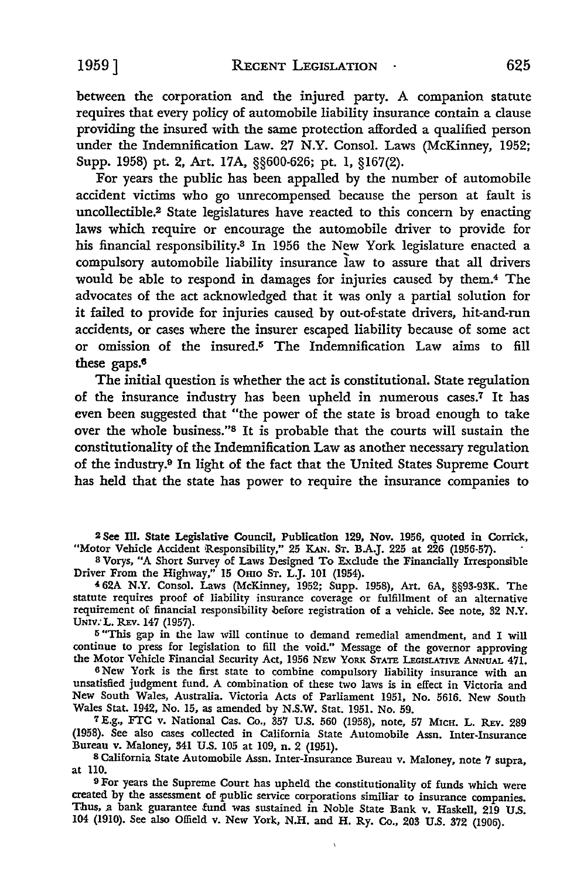between the corporation and the injured party. A companion statute requires that every policy of automobile liability insurance contain a clause providing the insured with the same protection afforded a qualified person under the Indemnification Law. 27 N.Y. Consol. Laws (McKinney, 1952; Supp. 1958) pt. 2, Art. 17A, §§600-626; pt. 1, §167(2).

For years the public has been appalled by the number of automobile accident victims who go unrecompensed because the person at fault is uncollectible.[2] State legislatures have reacted to this concern by enacting laws which require or encourage the automobile driver to provide for his financial responsibility.[3] In 1956 the New York legislature enacted a compulsory automobile liability insurance law to assure that all drivers would be able to respond in damages for injuries caused by them.[4] The advocates of the act acknowledged that it was only a partial solution for it failed to provide for injuries caused by out-of-state drivers, hit-and-run accidents, or cases where the insurer escaped liability because of some act or omission of the insured.[5] The Indemnification Law aims to fill these gaps.[6]

The initial question is whether the act is constitutional. State regulation of the insurance industry has been upheld in numerous cases.[7] It has even been suggested that "the power of the state is broad enough to take over the whole business."[8] It is probable that the courts will sustain the constitutionality of the Indemnification Law as another necessary regulation of the industry.[9] In light of the fact that the United States Supreme Court has held that the state has power to require the insurance companies to

---

[2] See Ill. State Legislative Council, Publication 129, Nov. 1956, quoted in Corrick, "Motor Vehicle Accident Responsibility," 25 KAN. ST. B.A.J. 225 at 226 (1956-57).

[3] Vorys, "A Short Survey of Laws Designed To Exclude the Financially Irresponsible Driver From the Highway," 15 OHIO ST. L.J. 101 (1954).

[4] 62A N.Y. Consol. Laws (McKinney, 1952; Supp. 1958), Art. 6A, §§93-93K. The statute requires proof of liability insurance coverage or fulfillment of an alternative requirement of financial responsibility before registration of a vehicle. See note, 32 N.Y. UNIV. L. REV. 147 (1957).

[5] "This gap in the law will continue to demand remedial amendment, and I will continue to press for legislation to fill the void." Message of the governor approving the Motor Vehicle Financial Security Act, 1956 NEW YORK STATE LEGISLATIVE ANNUAL 471.

[6] New York is the first state to combine compulsory liability insurance with an unsatisfied judgment fund. A combination of these two laws is in effect in Victoria and New South Wales, Australia. Victoria Acts of Parliament 1951, No. 5616. New South Wales Stat. 1942, No. 15, as amended by N.S.W. Stat. 1951. No. 59.

[7] E.g., FTC v. National Cas. Co., 357 U.S. 560 (1958), note, 57 MICH. L. REV. 289 (1958). See also cases collected in California State Automobile Assn. Inter-Insurance Bureau v. Maloney, 341 U.S. 105 at 109, n. 2 (1951).

[8] California State Automobile Assn. Inter-Insurance Bureau v. Maloney, note 7 supra, at 110.

[9] For years the Supreme Court has upheld the constitutionality of funds which were created by the assessment of public service corporations similiar to insurance companies. Thus, a bank guarantee fund was sustained in Noble State Bank v. Haskell, 219 U.S. 104 (1910). See also Offield v. New York, N.H. and H. Ry. Co., 203 U.S. 372 (1906).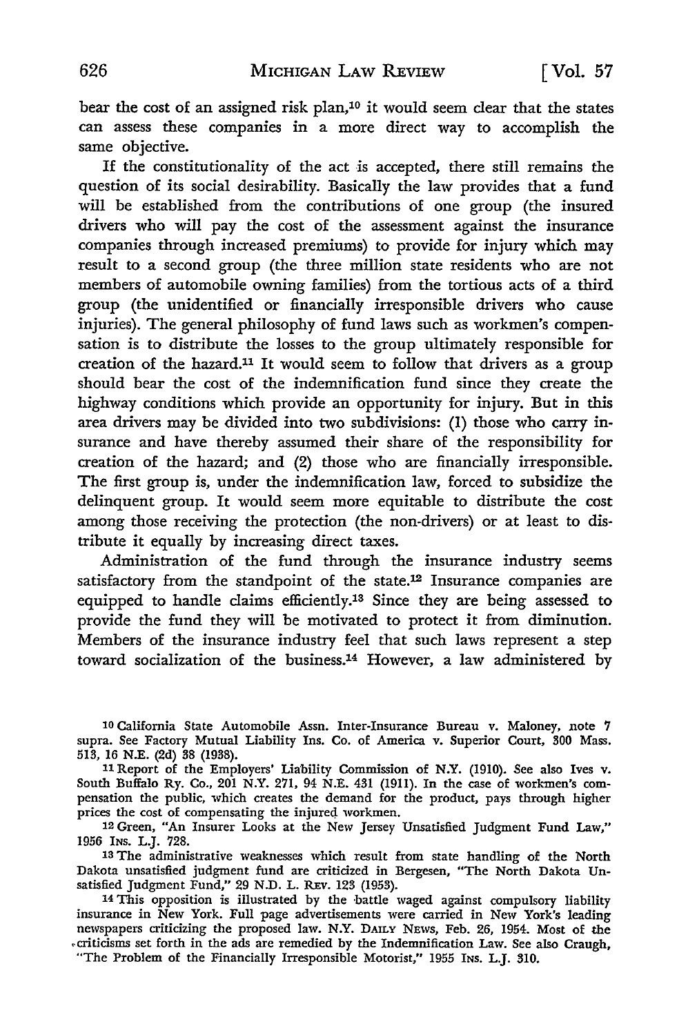bear the cost of an assigned risk plan,[10] it would seem clear that the states can assess these companies in a more direct way to accomplish the same objective.

If the constitutionality of the act is accepted, there still remains the question of its social desirability. Basically the law provides that a fund will be established from the contributions of one group (the insured drivers who will pay the cost of the assessment against the insurance companies through increased premiums) to provide for injury which may result to a second group (the three million state residents who are not members of automobile owning families) from the tortious acts of a third group (the unidentified or financially irresponsible drivers who cause injuries). The general philosophy of fund laws such as workmen's compensation is to distribute the losses to the group ultimately responsible for creation of the hazard.[11] It would seem to follow that drivers as a group should bear the cost of the indemnification fund since they create the highway conditions which provide an opportunity for injury. But in this area drivers may be divided into two subdivisions: (1) those who carry insurance and have thereby assumed their share of the responsibility for creation of the hazard; and (2) those who are financially irresponsible. The first group is, under the indemnification law, forced to subsidize the delinquent group. It would seem more equitable to distribute the cost among those receiving the protection (the non-drivers) or at least to distribute it equally by increasing direct taxes.

Administration of the fund through the insurance industry seems satisfactory from the standpoint of the state.[12] Insurance companies are equipped to handle claims efficiently.[13] Since they are being assessed to provide the fund they will be motivated to protect it from diminution. Members of the insurance industry feel that such laws represent a step toward socialization of the business.[14] However, a law administered by

[10] California State Automobile Assn. Inter-Insurance Bureau v. Maloney, note 7 supra. See Factory Mutual Liability Ins. Co. of America v. Superior Court, 300 Mass. 513, 16 N.E. (2d) 38 (1938).

[11] Report of the Employers' Liability Commission of N.Y. (1910). See also Ives v. South Buffalo Ry. Co., 201 N.Y. 271, 94 N.E. 431 (1911). In the case of workmen's compensation the public, which creates the demand for the product, pays through higher prices the cost of compensating the injured workmen.

[12] Green, "An Insurer Looks at the New Jersey Unsatisfied Judgment Fund Law," 1956 Ins. L.J. 728.

[13] The administrative weaknesses which result from state handling of the North Dakota unsatisfied judgment fund are criticized in Bergesen, "The North Dakota Unsatisfied Judgment Fund," 29 N.D. L. Rev. 123 (1953).

[14] This opposition is illustrated by the battle waged against compulsory liability insurance in New York. Full page advertisements were carried in New York's leading newspapers criticizing the proposed law. N.Y. Daily News, Feb. 26, 1954. Most of the criticisms set forth in the ads are remedied by the Indemnification Law. See also Craugh, "The Problem of the Financially Irresponsible Motorist," 1955 Ins. L.J. 310.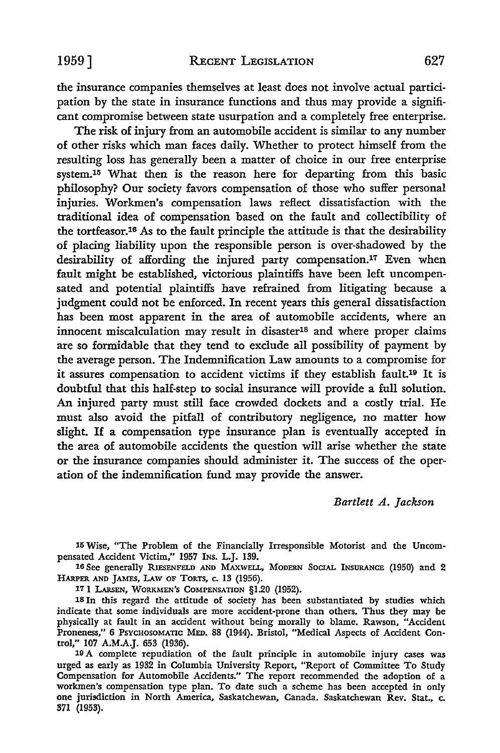the insurance companies themselves at least does not involve actual participation by the state in insurance functions and thus may provide a significant compromise between state usurpation and a completely free enterprise.

The risk of injury from an automobile accident is similar to any number of other risks which man faces daily. Whether to protect himself from the resulting loss has generally been a matter of choice in our free enterprise system.[15] What then is the reason here for departing from this basic philosophy? Our society favors compensation of those who suffer personal injuries. Workmen's compensation laws reflect dissatisfaction with the traditional idea of compensation based on the fault and collectibility of the tortfeasor.[16] As to the fault principle the attitude is that the desirability of placing liability upon the responsible person is over-shadowed by the desirability of affording the injured party compensation.[17] Even when fault might be established, victorious plaintiffs have been left uncompensated and potential plaintiffs have refrained from litigating because a judgment could not be enforced. In recent years this general dissatisfaction has been most apparent in the area of automobile accidents, where an innocent miscalculation may result in disaster[18] and where proper claims are so formidable that they tend to exclude all possibility of payment by the average person. The Indemnification Law amounts to a compromise for it assures compensation to accident victims if they establish fault.[19] It is doubtful that this half-step to social insurance will provide a full solution. An injured party must still face crowded dockets and a costly trial. He must also avoid the pitfall of contributory negligence, no matter how slight. If a compensation type insurance plan is eventually accepted in the area of automobile accidents the question will arise whether the state or the insurance companies should administer it. The success of the operation of the indemnification fund may provide the answer.

*Bartlett A. Jackson*

---

[15] Wise, "The Problem of the Financially Irresponsible Motorist and the Uncompensated Accident Victim," 1957 INS. L.J. 139.

[16] See generally RIESENFELD AND MAXWELL, MODERN SOCIAL INSURANCE (1950) and 2 HARPER AND JAMES, LAW OF TORTS, c. 13 (1956).

[17] 1 LARSEN, WORKMEN'S COMPENSATION §1.20 (1952).

[18] In this regard the attitude of society has been substantiated by studies which indicate that some individuals are more accident-prone than others. Thus they may be physically at fault in an accident without being morally to blame. Rawson, "Accident Proneness," 6 PSYCHOSOMATIC MED. 88 (1944). Bristol, "Medical Aspects of Accident Control," 107 A.M.A.J. 653 (1936).

[19] A complete repudiation of the fault principle in automobile injury cases was urged as early as 1932 in Columbia University Report, "Report of Committee To Study Compensation for Automobile Accidents." The report recommended the adoption of a workmen's compensation type plan. To date such a scheme has been accepted in only one jurisdiction in North America, Saskatchewan, Canada. Saskatchewan Rev. Stat., c. 371 (1953).